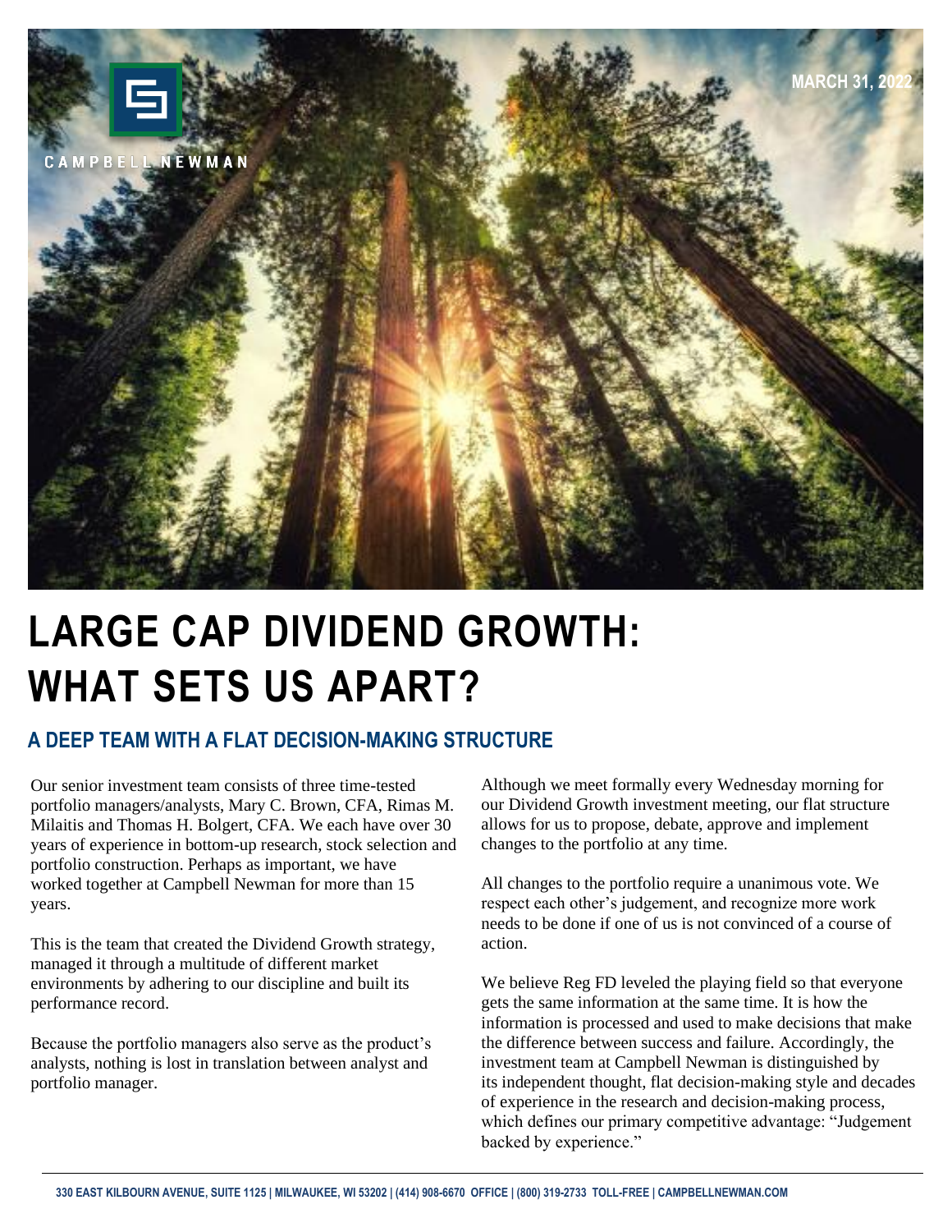CAMPBELL NEWMAN

MARCH 31, 2022

# LARGE CAP DIVIDEND GROWTH: WHAT SETS US APART?

## A DEEP TEAM WITH A FLAT DECISION-MAKING STRUCTURE

Our senior investment team consists of three time-tested portfolio managers/analysts, Mary C. Brown, CFA, Rimas M. Milaitis and Thomas H. Bolgert, CFA. We each have over 30 years of experience in bottom-up research, stock selection and portfolio construction. Perhaps as important, we have worked together at Campbell Newman for more than 15 years.

This is the team that created the Dividend Growth strategy, managed it through a multitude of different market environments by adhering to our discipline and built its performance record.

Because the portfolio managers also serve as the product's analysts, nothing is lost in translation between analyst and portfolio manager.

Although we meet formally every Wednesday morning for our Dividend Growth investment meeting, our flat structure allows for us to propose, debate, approve and implement changes to the portfolio at any time.

All changes to the portfolio require a unanimous vote. We respect each other's judgement, and recognize more work needs to be done if one of us is not convinced of a course of action.

We believe Reg FD leveled the playing field so that everyone gets the same information at the same time. It is how the information is processed and used to make decisions that make the difference between success and failure. Accordingly, the investment team at Campbell Newman is distinguished by its independent thought, flat decision-making style and decades of experience in the research and decision-making process, which defines our primary competitive advantage: "Judgement backed by experience."

330 EAST KILBOURN AVENUE, SUITE 1125 | MILWAUKEE, WI 53202 | (414) 908-6670 OFFICE | (800) 319-2733 TOLL-FREE | CAMPBELLNEWMAN.COM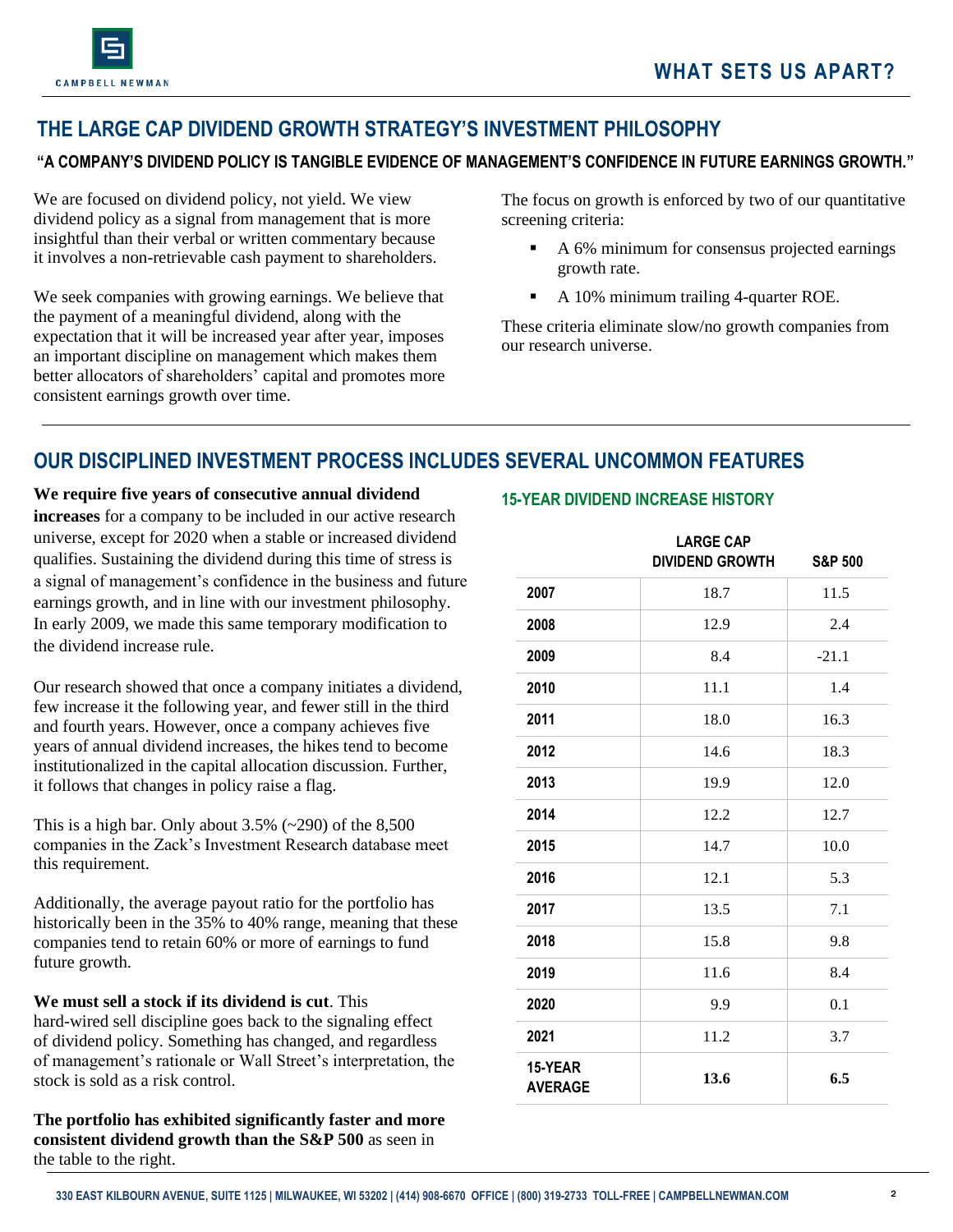# WHAT SETS US APART?

## THE LARGE CAP DIVIDEND GROWTH STRATEGY'S INVESTMENT PHILOSOPHY

### "A COMPANY'S DIVIDEND POLICY IS TANGIBLE EVIDENCE OF MANAGEMENT'S CONFIDENCE IN FUTURE EARNINGS GROWTH."

We are focused on dividend policy, not yield. We view dividend policy as a signal from management that is more insightful than their verbal or written commentary because it involves a non-retrievable cash payment to shareholders.

We seek companies with growing earnings. We believe that the payment of a meaningful dividend, along with the expectation that it will be increased year after year, imposes an important discipline on management which makes them better allocators of shareholders' capital and promotes more consistent earnings growth over time.

The focus on growth is enforced by two of our quantitative screening criteria:

- A 6% minimum for consensus projected earnings growth rate.
- A 10% minimum trailing 4-quarter ROE.

These criteria eliminate slow/no growth companies from our research universe.

## OUR DISCIPLINED INVESTMENT PROCESS INCLUDES SEVERAL UNCOMMON FEATURES

**We require five years of consecutive annual dividend increases** for a company to be included in our active research universe, except for 2020 when a stable or increased dividend qualifies. Sustaining the dividend during this time of stress is a signal of management's confidence in the business and future earnings growth, and in line with our investment philosophy. In early 2009, we made this same temporary modification to the dividend increase rule.

Our research showed that once a company initiates a dividend, few increase it the following year, and fewer still in the third and fourth years. However, once a company achieves five years of annual dividend increases, the hikes tend to become institutionalized in the capital allocation discussion. Further, it follows that changes in policy raise a flag.

This is a high bar. Only about 3.5% (~290) of the 8,500 companies in the Zack's Investment Research database meet this requirement.

Additionally, the average payout ratio for the portfolio has historically been in the 35% to 40% range, meaning that these companies tend to retain 60% or more of earnings to fund future growth.

**We must sell a stock if its dividend is cut**. This hard-wired sell discipline goes back to the signaling effect of dividend policy. Something has changed, and regardless of management's rationale or Wall Street's interpretation, the stock is sold as a risk control.

**The portfolio has exhibited significantly faster and more consistent dividend growth than the S&P 500** as seen in the table to the right.

### 15-YEAR DIVIDEND INCREASE HISTORY

| | LARGE CAP DIVIDEND GROWTH | S&P 500 |
|---|---|---|
| 2007 | 18.7 | 11.5 |
| 2008 | 12.9 | 2.4 |
| 2009 | 8.4 | -21.1 |
| 2010 | 11.1 | 1.4 |
| 2011 | 18.0 | 16.3 |
| 2012 | 14.6 | 18.3 |
| 2013 | 19.9 | 12.0 |
| 2014 | 12.2 | 12.7 |
| 2015 | 14.7 | 10.0 |
| 2016 | 12.1 | 5.3 |
| 2017 | 13.5 | 7.1 |
| 2018 | 15.8 | 9.8 |
| 2019 | 11.6 | 8.4 |
| 2020 | 9.9 | 0.1 |
| 2021 | 11.2 | 3.7 |
| **15-YEAR AVERAGE** | **13.6** | **6.5** |

330 EAST KILBOURN AVENUE, SUITE 1125 | MILWAUKEE, WI 53202 | (414) 908-6670 OFFICE | (800) 319-2733 TOLL-FREE | CAMPBELLNEWMAN.COM